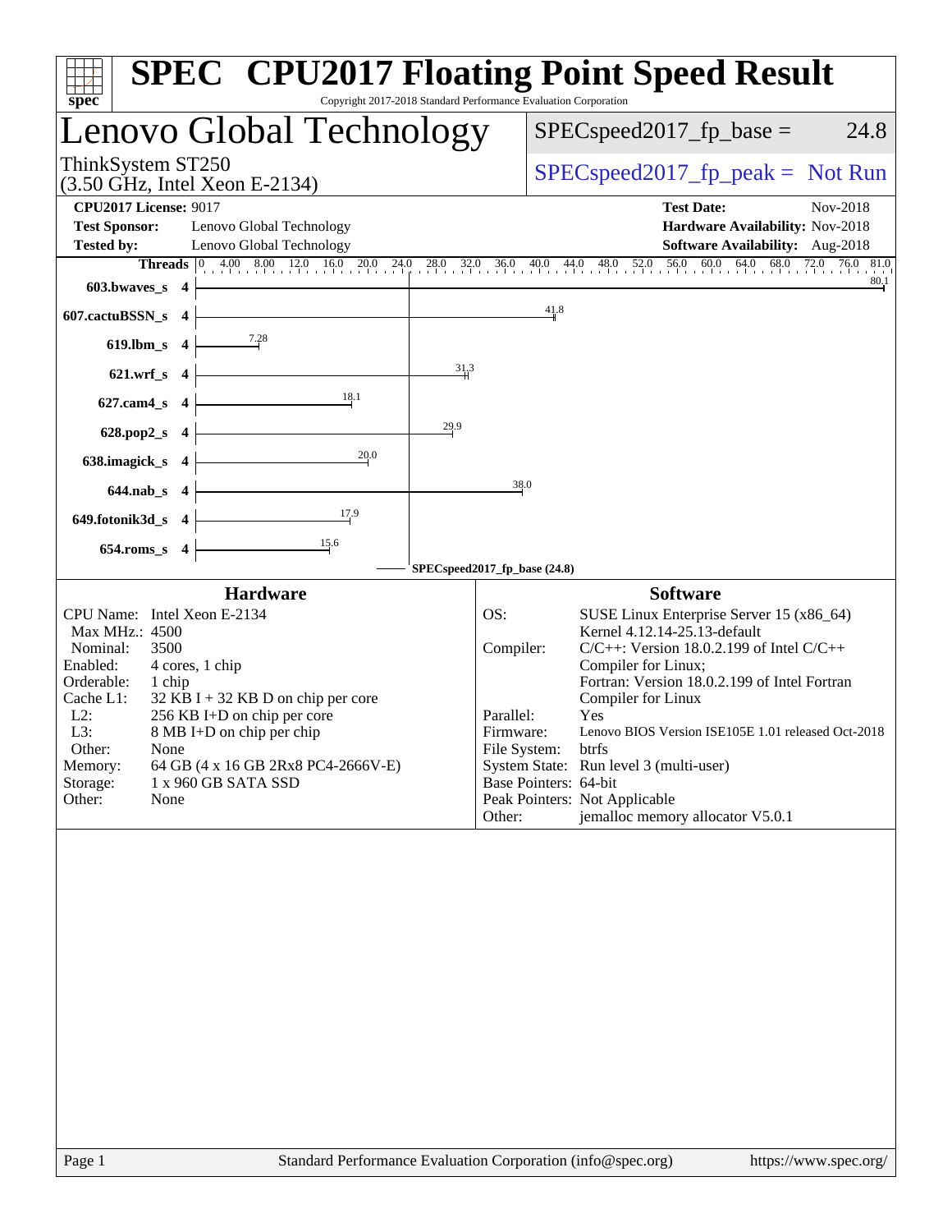# SPEC CPU2017 Floating Point Speed Result

Copyright 2017-2018 Standard Performance Evaluation Corporation

## Lenovo Global Technology

ThinkSystem ST250
(3.50 GHz, Intel Xeon E-2134)

SPECspeed2017_fp_base = 24.8

SPECspeed2017_fp_peak = Not Run

**CPU2017 License:** 9017
**Test Sponsor:** Lenovo Global Technology
**Tested by:** Lenovo Global Technology

**Test Date:** Nov-2018
**Hardware Availability:** Nov-2018
**Software Availability:** Aug-2018

| Benchmark | Threads | Base |
|---|---|---|
| 603.bwaves_s | 4 | 80.1 |
| 607.cactuBSSN_s | 4 | 41.8 |
| 619.lbm_s | 4 | 7.28 |
| 621.wrf_s | 4 | 31.3 |
| 627.cam4_s | 4 | 18.1 |
| 628.pop2_s | 4 | 29.9 |
| 638.imagick_s | 4 | 20.0 |
| 644.nab_s | 4 | 38.0 |
| 649.fotonik3d_s | 4 | 17.9 |
| 654.roms_s | 4 | 15.6 |

SPECspeed2017_fp_base (24.8)

### Hardware

| | |
|---|---|
| CPU Name: | Intel Xeon E-2134 |
| Max MHz.: | 4500 |
| Nominal: | 3500 |
| Enabled: | 4 cores, 1 chip |
| Orderable: | 1 chip |
| Cache L1: | 32 KB I + 32 KB D on chip per core |
| L2: | 256 KB I+D on chip per core |
| L3: | 8 MB I+D on chip per chip |
| Other: | None |
| Memory: | 64 GB (4 x 16 GB 2Rx8 PC4-2666V-E) |
| Storage: | 1 x 960 GB SATA SSD |
| Other: | None |

### Software

| | |
|---|---|
| OS: | SUSE Linux Enterprise Server 15 (x86_64) Kernel 4.12.14-25.13-default |
| Compiler: | C/C++: Version 18.0.2.199 of Intel C/C++ Compiler for Linux; Fortran: Version 18.0.2.199 of Intel Fortran Compiler for Linux |
| Parallel: | Yes |
| Firmware: | Lenovo BIOS Version ISE105E 1.01 released Oct-2018 |
| File System: | btrfs |
| System State: | Run level 3 (multi-user) |
| Base Pointers: | 64-bit |
| Peak Pointers: | Not Applicable |
| Other: | jemalloc memory allocator V5.0.1 |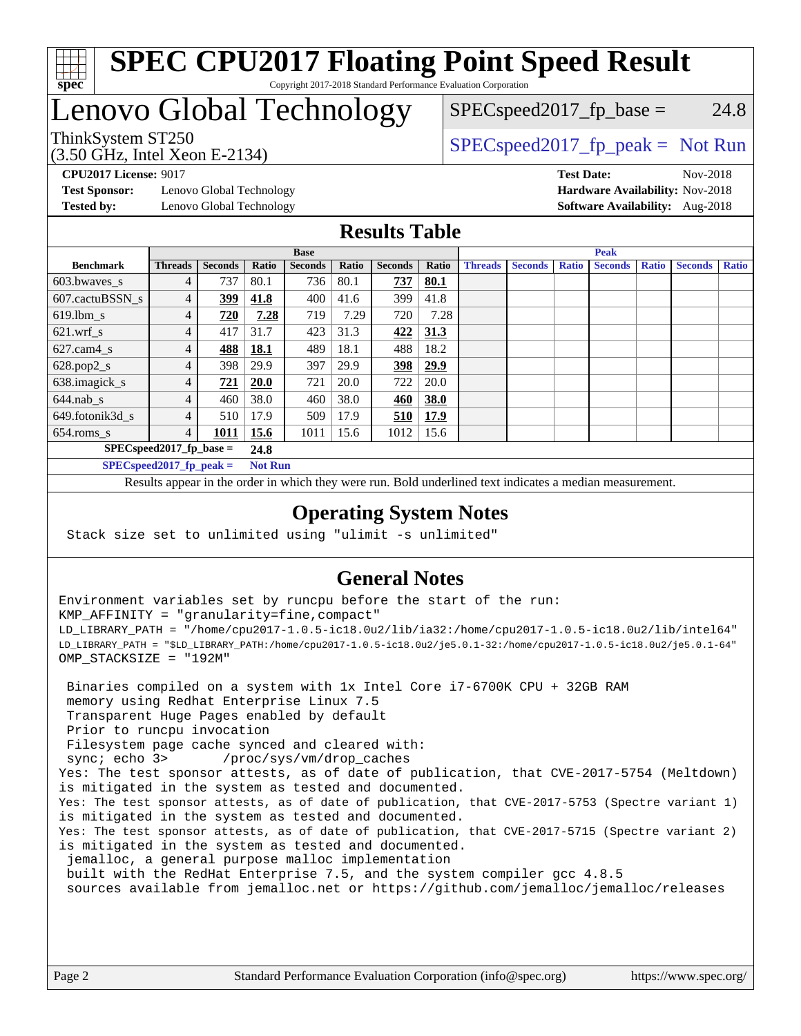# SPEC CPU2017 Floating Point Speed Result

Copyright 2017-2018 Standard Performance Evaluation Corporation

# Lenovo Global Technology

ThinkSystem ST250
(3.50 GHz, Intel Xeon E-2134)

SPECspeed2017_fp_base = 24.8

SPECspeed2017_fp_peak = Not Run

**CPU2017 License:** 9017
**Test Sponsor:** Lenovo Global Technology
**Tested by:** Lenovo Global Technology

**Test Date:** Nov-2018
**Hardware Availability:** Nov-2018
**Software Availability:** Aug-2018

## Results Table

| | Base | | | | | | | Peak | | | | | | |
|---|---|---|---|---|---|---|---|---|---|---|---|---|---|---|
| **Benchmark** | **Threads** | **Seconds** | **Ratio** | **Seconds** | **Ratio** | **Seconds** | **Ratio** | **Threads** | **Seconds** | **Ratio** | **Seconds** | **Ratio** | **Seconds** | **Ratio** |
| 603.bwaves_s | 4 | 737 | 80.1 | 736 | 80.1 | **737** | **80.1** | | | | | | | |
| 607.cactuBSSN_s | 4 | **399** | **41.8** | 400 | 41.6 | 399 | 41.8 | | | | | | | |
| 619.lbm_s | 4 | **720** | **7.28** | 719 | 7.29 | 720 | 7.28 | | | | | | | |
| 621.wrf_s | 4 | 417 | 31.7 | 423 | 31.3 | **422** | **31.3** | | | | | | | |
| 627.cam4_s | 4 | **488** | **18.1** | 489 | 18.1 | 488 | 18.2 | | | | | | | |
| 628.pop2_s | 4 | 398 | 29.9 | 397 | 29.9 | **398** | **29.9** | | | | | | | |
| 638.imagick_s | 4 | **721** | **20.0** | 721 | 20.0 | 722 | 20.0 | | | | | | | |
| 644.nab_s | 4 | 460 | 38.0 | 460 | 38.0 | **460** | **38.0** | | | | | | | |
| 649.fotonik3d_s | 4 | 510 | 17.9 | 509 | 17.9 | **510** | **17.9** | | | | | | | |
| 654.roms_s | 4 | **1011** | **15.6** | 1011 | 15.6 | 1012 | 15.6 | | | | | | | |

**SPECspeed2017_fp_base = 24.8**

**SPECspeed2017_fp_peak = Not Run**

Results appear in the order in which they were run. Bold underlined text indicates a median measurement.

## Operating System Notes

```
Stack size set to unlimited using "ulimit -s unlimited"
```

## General Notes

```
Environment variables set by runcpu before the start of the run:
KMP_AFFINITY = "granularity=fine,compact"
LD_LIBRARY_PATH = "/home/cpu2017-1.0.5-ic18.0u2/lib/ia32:/home/cpu2017-1.0.5-ic18.0u2/lib/intel64"
LD_LIBRARY_PATH = "$LD_LIBRARY_PATH:/home/cpu2017-1.0.5-ic18.0u2/je5.0.1-32:/home/cpu2017-1.0.5-ic18.0u2/je5.0.1-64"
OMP_STACKSIZE = "192M"

 Binaries compiled on a system with 1x Intel Core i7-6700K CPU + 32GB RAM
 memory using Redhat Enterprise Linux 7.5
 Transparent Huge Pages enabled by default
 Prior to runcpu invocation
 Filesystem page cache synced and cleared with:
 sync; echo 3>       /proc/sys/vm/drop_caches
Yes: The test sponsor attests, as of date of publication, that CVE-2017-5754 (Meltdown)
is mitigated in the system as tested and documented.
Yes: The test sponsor attests, as of date of publication, that CVE-2017-5753 (Spectre variant 1)
is mitigated in the system as tested and documented.
Yes: The test sponsor attests, as of date of publication, that CVE-2017-5715 (Spectre variant 2)
is mitigated in the system as tested and documented.
 jemalloc, a general purpose malloc implementation
 built with the RedHat Enterprise 7.5, and the system compiler gcc 4.8.5
 sources available from jemalloc.net or https://github.com/jemalloc/jemalloc/releases
```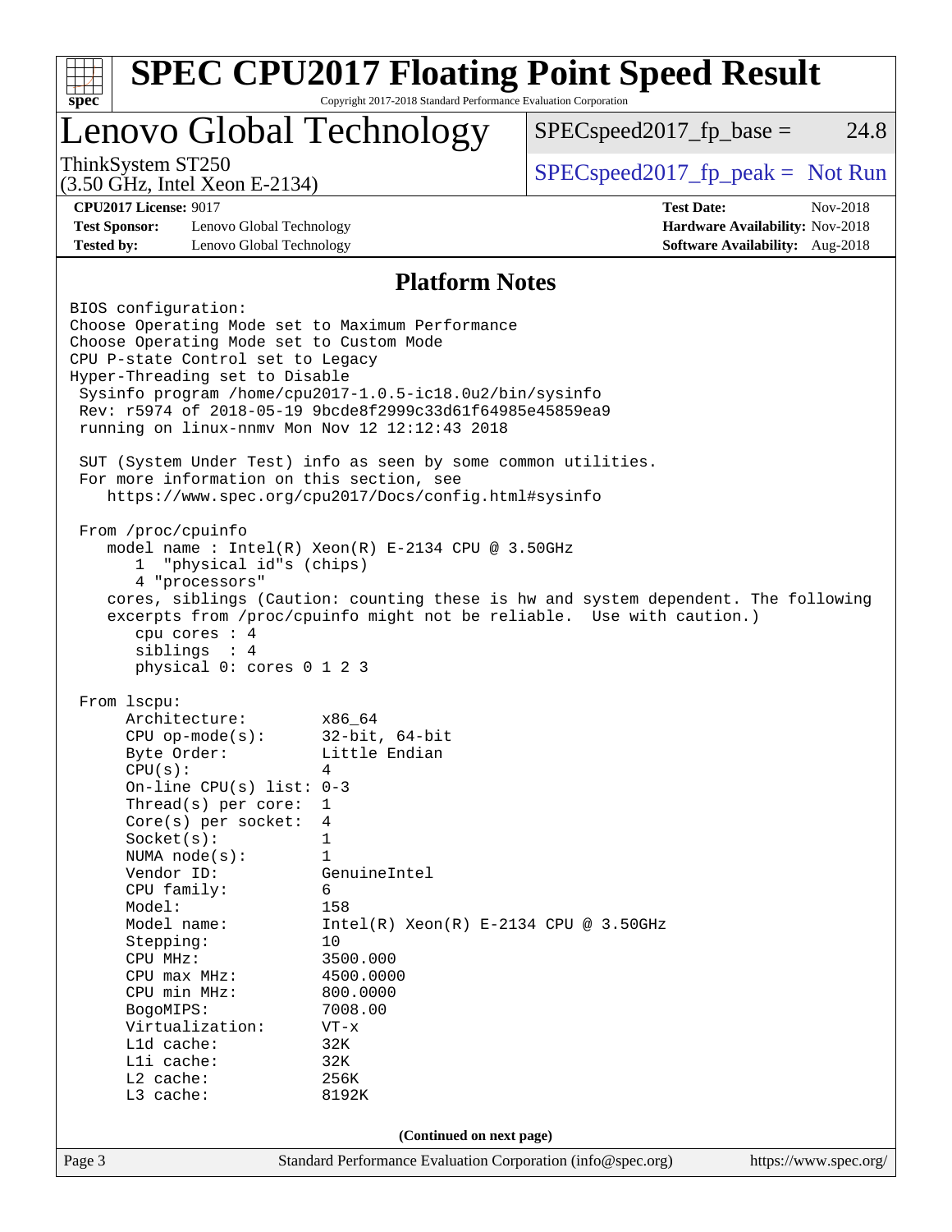# SPEC CPU2017 Floating Point Speed Result

Copyright 2017-2018 Standard Performance Evaluation Corporation

## Lenovo Global Technology

ThinkSystem ST250
(3.50 GHz, Intel Xeon E-2134)

SPECspeed2017_fp_base = 24.8

SPECspeed2017_fp_peak = Not Run

**CPU2017 License:** 9017
**Test Sponsor:** Lenovo Global Technology
**Tested by:** Lenovo Global Technology

**Test Date:** Nov-2018
**Hardware Availability:** Nov-2018
**Software Availability:** Aug-2018

### Platform Notes

```
BIOS configuration:
Choose Operating Mode set to Maximum Performance
Choose Operating Mode set to Custom Mode
CPU P-state Control set to Legacy
Hyper-Threading set to Disable
 Sysinfo program /home/cpu2017-1.0.5-ic18.0u2/bin/sysinfo
 Rev: r5974 of 2018-05-19 9bcde8f2999c33d61f64985e45859ea9
 running on linux-nnmv Mon Nov 12 12:12:43 2018

 SUT (System Under Test) info as seen by some common utilities.
 For more information on this section, see
    https://www.spec.org/cpu2017/Docs/config.html#sysinfo

 From /proc/cpuinfo
    model name : Intel(R) Xeon(R) E-2134 CPU @ 3.50GHz
       1  "physical id"s (chips)
       4 "processors"
    cores, siblings (Caution: counting these is hw and system dependent. The following
    excerpts from /proc/cpuinfo might not be reliable.  Use with caution.)
       cpu cores : 4
       siblings  : 4
       physical 0: cores 0 1 2 3

 From lscpu:
      Architecture:        x86_64
      CPU op-mode(s):      32-bit, 64-bit
      Byte Order:          Little Endian
      CPU(s):              4
      On-line CPU(s) list: 0-3
      Thread(s) per core:  1
      Core(s) per socket:  4
      Socket(s):           1
      NUMA node(s):        1
      Vendor ID:           GenuineIntel
      CPU family:          6
      Model:               158
      Model name:          Intel(R) Xeon(R) E-2134 CPU @ 3.50GHz
      Stepping:            10
      CPU MHz:             3500.000
      CPU max MHz:         4500.0000
      CPU min MHz:         800.0000
      BogoMIPS:            7008.00
      Virtualization:      VT-x
      L1d cache:           32K
      L1i cache:           32K
      L2 cache:            256K
      L3 cache:            8192K
```

(Continued on next page)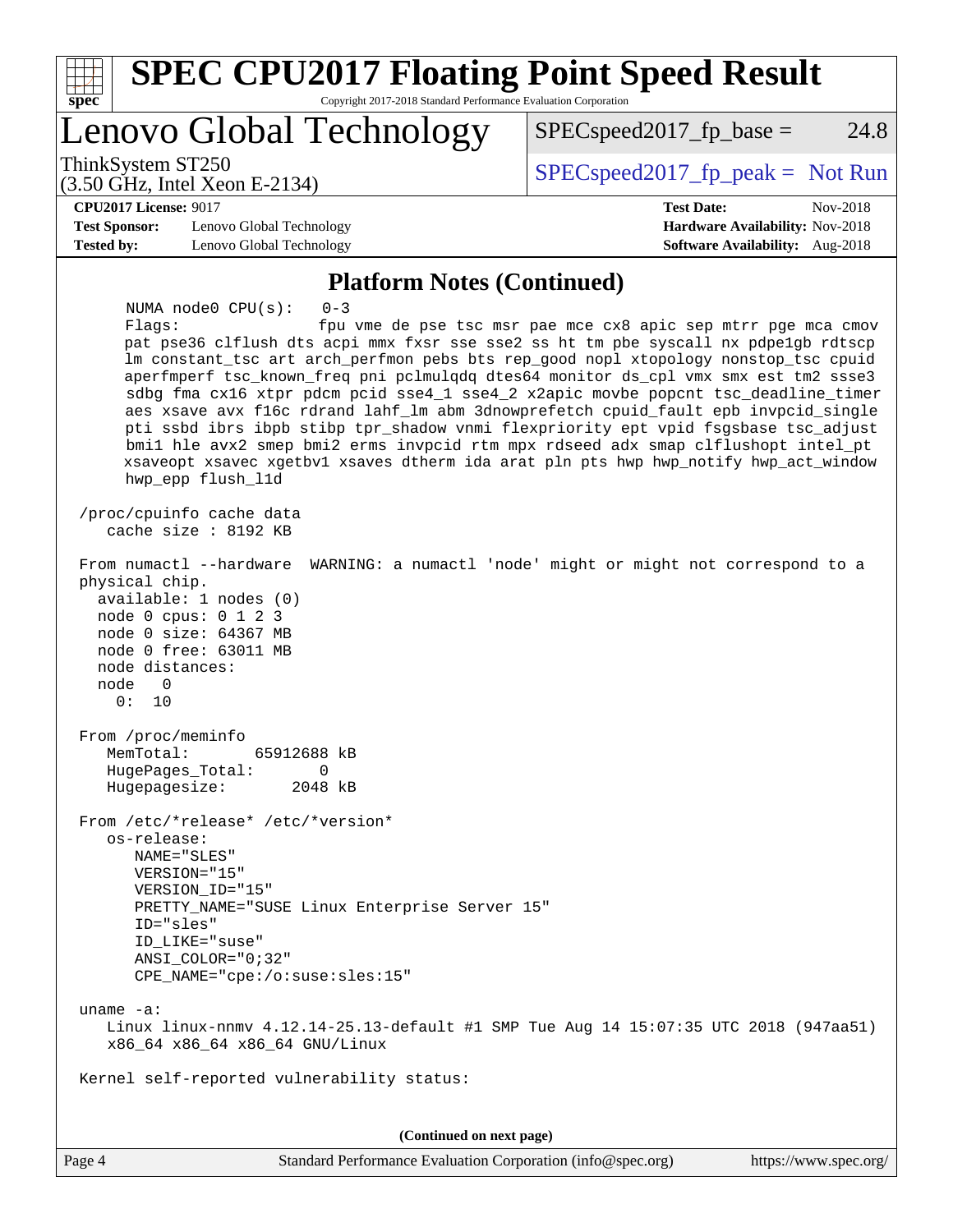## Platform Notes (Continued)

```
     NUMA node0 CPU(s):   0-3
     Flags:               fpu vme de pse tsc msr pae mce cx8 apic sep mtrr pge mca cmov
     pat pse36 clflush dts acpi mmx fxsr sse sse2 ss ht tm pbe syscall nx pdpe1gb rdtscp
     lm constant_tsc art arch_perfmon pebs bts rep_good nopl xtopology nonstop_tsc cpuid
     aperfmperf tsc_known_freq pni pclmulqdq dtes64 monitor ds_cpl vmx smx est tm2 ssse3
     sdbg fma cx16 xtpr pdcm pcid sse4_1 sse4_2 x2apic movbe popcnt tsc_deadline_timer
     aes xsave avx f16c rdrand lahf_lm abm 3dnowprefetch cpuid_fault epb invpcid_single
     pti ssbd ibrs ibpb stibp tpr_shadow vnmi flexpriority ept vpid fsgsbase tsc_adjust
     bmi1 hle avx2 smep bmi2 erms invpcid rtm mpx rdseed adx smap clflushopt intel_pt
     xsaveopt xsavec xgetbv1 xsaves dtherm ida arat pln pts hwp hwp_notify hwp_act_window
     hwp_epp flush_l1d

 /proc/cpuinfo cache data
    cache size : 8192 KB

 From numactl --hardware  WARNING: a numactl 'node' might or might not correspond to a
 physical chip.
   available: 1 nodes (0)
   node 0 cpus: 0 1 2 3
   node 0 size: 64367 MB
   node 0 free: 63011 MB
   node distances:
   node   0
     0:  10

 From /proc/meminfo
    MemTotal:       65912688 kB
    HugePages_Total:       0
    Hugepagesize:       2048 kB

 From /etc/*release* /etc/*version*
    os-release:
       NAME="SLES"
       VERSION="15"
       VERSION_ID="15"
       PRETTY_NAME="SUSE Linux Enterprise Server 15"
       ID="sles"
       ID_LIKE="suse"
       ANSI_COLOR="0;32"
       CPE_NAME="cpe:/o:suse:sles:15"

 uname -a:
    Linux linux-nnmv 4.12.14-25.13-default #1 SMP Tue Aug 14 15:07:35 UTC 2018 (947aa51)
    x86_64 x86_64 x86_64 GNU/Linux

 Kernel self-reported vulnerability status:
```

(Continued on next page)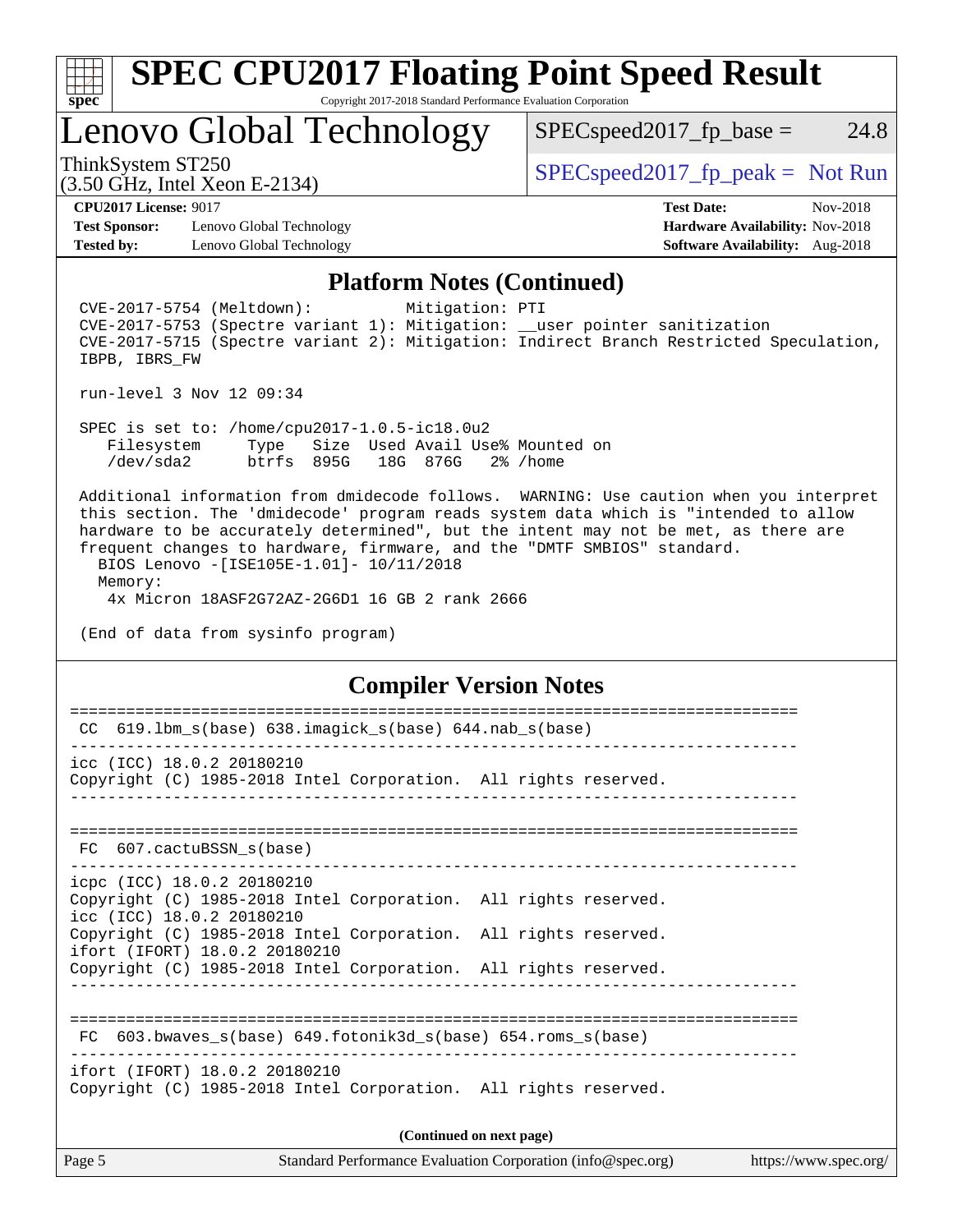## Platform Notes (Continued)

```
CVE-2017-5754 (Meltdown):          Mitigation: PTI
CVE-2017-5753 (Spectre variant 1): Mitigation: __user pointer sanitization
CVE-2017-5715 (Spectre variant 2): Mitigation: Indirect Branch Restricted Speculation,
IBPB, IBRS_FW

run-level 3 Nov 12 09:34

SPEC is set to: /home/cpu2017-1.0.5-ic18.0u2
   Filesystem     Type   Size  Used Avail Use% Mounted on
   /dev/sda2      btrfs  895G   18G  876G   2% /home

Additional information from dmidecode follows.  WARNING: Use caution when you interpret
this section. The 'dmidecode' program reads system data which is "intended to allow
hardware to be accurately determined", but the intent may not be met, as there are
frequent changes to hardware, firmware, and the "DMTF SMBIOS" standard.
  BIOS Lenovo -[ISE105E-1.01]- 10/11/2018
  Memory:
   4x Micron 18ASF2G72AZ-2G6D1 16 GB 2 rank 2666

(End of data from sysinfo program)
```

## Compiler Version Notes

```
==============================================================================
 CC  619.lbm_s(base) 638.imagick_s(base) 644.nab_s(base)
------------------------------------------------------------------------------
icc (ICC) 18.0.2 20180210
Copyright (C) 1985-2018 Intel Corporation.  All rights reserved.
------------------------------------------------------------------------------

==============================================================================
 FC  607.cactuBSSN_s(base)
------------------------------------------------------------------------------
icpc (ICC) 18.0.2 20180210
Copyright (C) 1985-2018 Intel Corporation.  All rights reserved.
icc (ICC) 18.0.2 20180210
Copyright (C) 1985-2018 Intel Corporation.  All rights reserved.
ifort (IFORT) 18.0.2 20180210
Copyright (C) 1985-2018 Intel Corporation.  All rights reserved.
------------------------------------------------------------------------------

==============================================================================
 FC  603.bwaves_s(base) 649.fotonik3d_s(base) 654.roms_s(base)
------------------------------------------------------------------------------
ifort (IFORT) 18.0.2 20180210
Copyright (C) 1985-2018 Intel Corporation.  All rights reserved.
```

(Continued on next page)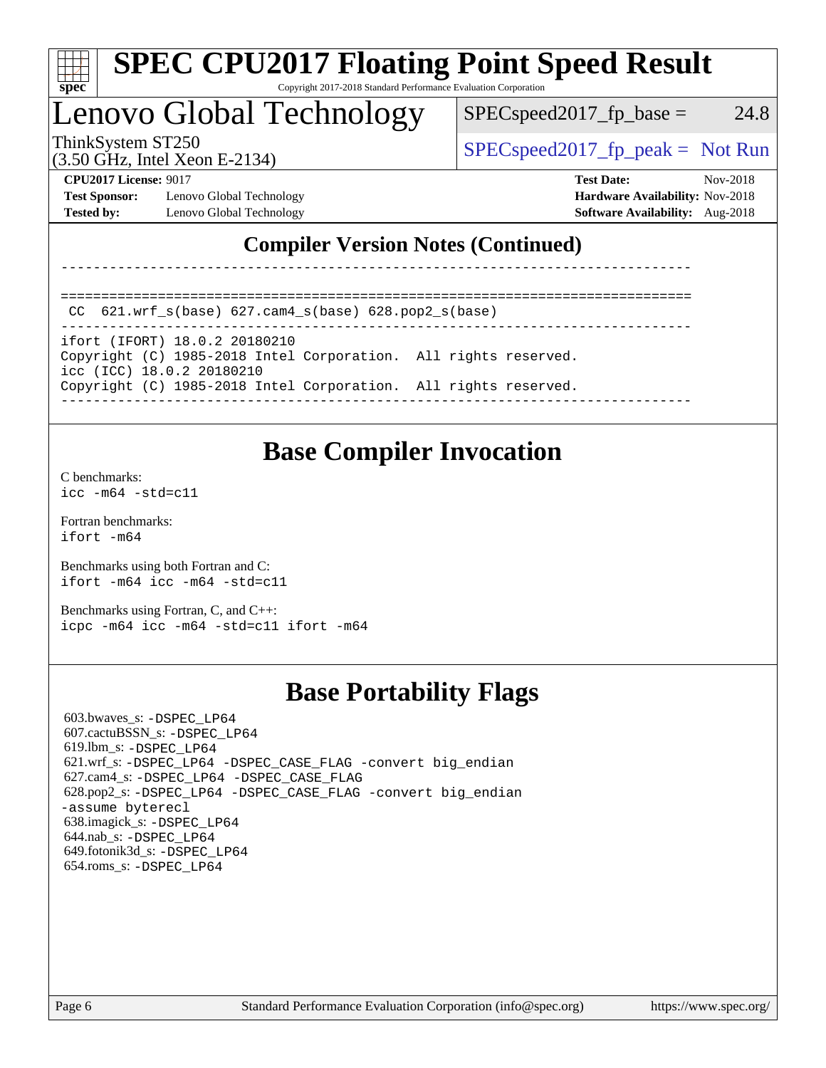# SPEC CPU2017 Floating Point Speed Result

Copyright 2017-2018 Standard Performance Evaluation Corporation

## Lenovo Global Technology

ThinkSystem ST250
(3.50 GHz, Intel Xeon E-2134)

SPECspeed2017_fp_base = 24.8

SPECspeed2017_fp_peak = Not Run

**CPU2017 License:** 9017
**Test Sponsor:** Lenovo Global Technology
**Tested by:** Lenovo Global Technology

**Test Date:** Nov-2018
**Hardware Availability:** Nov-2018
**Software Availability:** Aug-2018

## Compiler Version Notes (Continued)

```
------------------------------------------------------------------------------

==============================================================================
 CC  621.wrf_s(base) 627.cam4_s(base) 628.pop2_s(base)
------------------------------------------------------------------------------
ifort (IFORT) 18.0.2 20180210
Copyright (C) 1985-2018 Intel Corporation.  All rights reserved.
icc (ICC) 18.0.2 20180210
Copyright (C) 1985-2018 Intel Corporation.  All rights reserved.
------------------------------------------------------------------------------
```

## Base Compiler Invocation

C benchmarks:
`icc -m64 -std=c11`

Fortran benchmarks:
`ifort -m64`

Benchmarks using both Fortran and C:
`ifort -m64 icc -m64 -std=c11`

Benchmarks using Fortran, C, and C++:
`icpc -m64 icc -m64 -std=c11 ifort -m64`

## Base Portability Flags

603.bwaves_s: `-DSPEC_LP64`
607.cactuBSSN_s: `-DSPEC_LP64`
619.lbm_s: `-DSPEC_LP64`
621.wrf_s: `-DSPEC_LP64 -DSPEC_CASE_FLAG -convert big_endian`
627.cam4_s: `-DSPEC_LP64 -DSPEC_CASE_FLAG`
628.pop2_s: `-DSPEC_LP64 -DSPEC_CASE_FLAG -convert big_endian -assume byterecl`
638.imagick_s: `-DSPEC_LP64`
644.nab_s: `-DSPEC_LP64`
649.fotonik3d_s: `-DSPEC_LP64`
654.roms_s: `-DSPEC_LP64`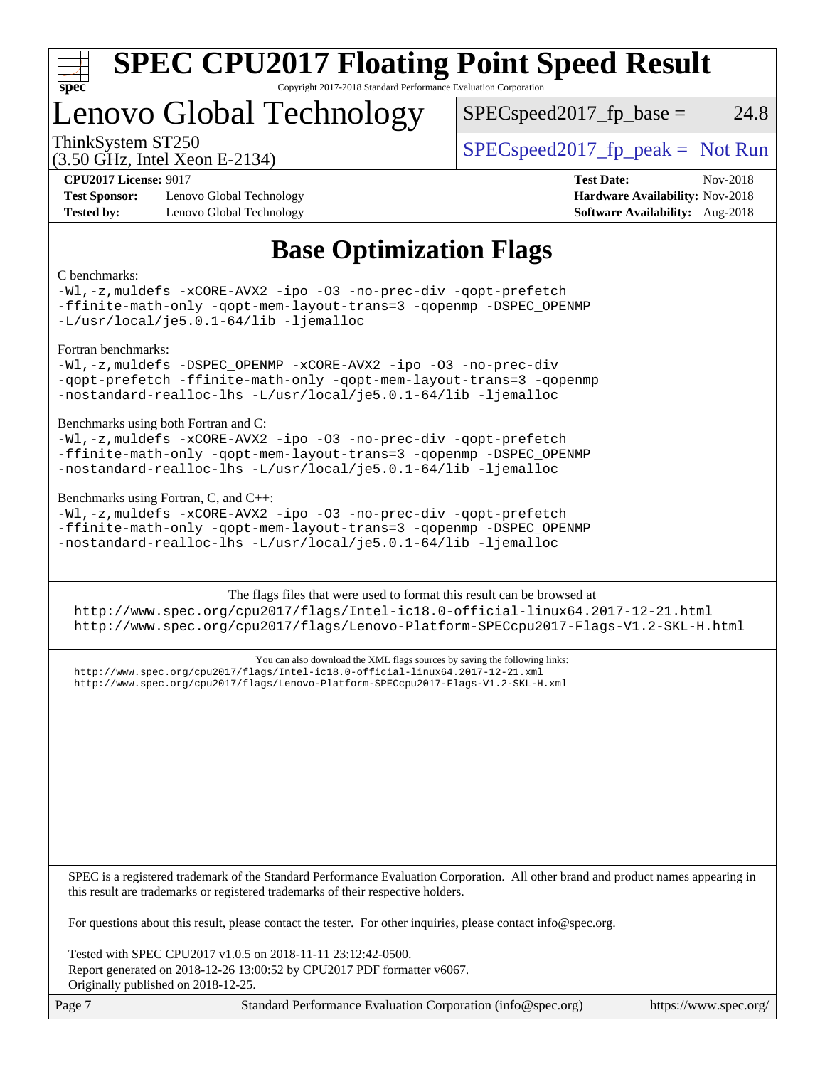# Base Optimization Flags

C benchmarks:

```
-Wl,-z,muldefs -xCORE-AVX2 -ipo -O3 -no-prec-div -qopt-prefetch
-ffinite-math-only -qopt-mem-layout-trans=3 -qopenmp -DSPEC_OPENMP
-L/usr/local/je5.0.1-64/lib -ljemalloc
```

Fortran benchmarks:

```
-Wl,-z,muldefs -DSPEC_OPENMP -xCORE-AVX2 -ipo -O3 -no-prec-div
-qopt-prefetch -ffinite-math-only -qopt-mem-layout-trans=3 -qopenmp
-nostandard-realloc-lhs -L/usr/local/je5.0.1-64/lib -ljemalloc
```

Benchmarks using both Fortran and C:

```
-Wl,-z,muldefs -xCORE-AVX2 -ipo -O3 -no-prec-div -qopt-prefetch
-ffinite-math-only -qopt-mem-layout-trans=3 -qopenmp -DSPEC_OPENMP
-nostandard-realloc-lhs -L/usr/local/je5.0.1-64/lib -ljemalloc
```

Benchmarks using Fortran, C, and C++:

```
-Wl,-z,muldefs -xCORE-AVX2 -ipo -O3 -no-prec-div -qopt-prefetch
-ffinite-math-only -qopt-mem-layout-trans=3 -qopenmp -DSPEC_OPENMP
-nostandard-realloc-lhs -L/usr/local/je5.0.1-64/lib -ljemalloc
```

The flags files that were used to format this result can be browsed at
http://www.spec.org/cpu2017/flags/Intel-ic18.0-official-linux64.2017-12-21.html
http://www.spec.org/cpu2017/flags/Lenovo-Platform-SPECcpu2017-Flags-V1.2-SKL-H.html

You can also download the XML flags sources by saving the following links:
http://www.spec.org/cpu2017/flags/Intel-ic18.0-official-linux64.2017-12-21.xml
http://www.spec.org/cpu2017/flags/Lenovo-Platform-SPECcpu2017-Flags-V1.2-SKL-H.xml

SPEC is a registered trademark of the Standard Performance Evaluation Corporation. All other brand and product names appearing in this result are trademarks or registered trademarks of their respective holders.

For questions about this result, please contact the tester. For other inquiries, please contact info@spec.org.

Tested with SPEC CPU2017 v1.0.5 on 2018-11-11 23:12:42-0500.
Report generated on 2018-12-26 13:00:52 by CPU2017 PDF formatter v6067.
Originally published on 2018-12-25.